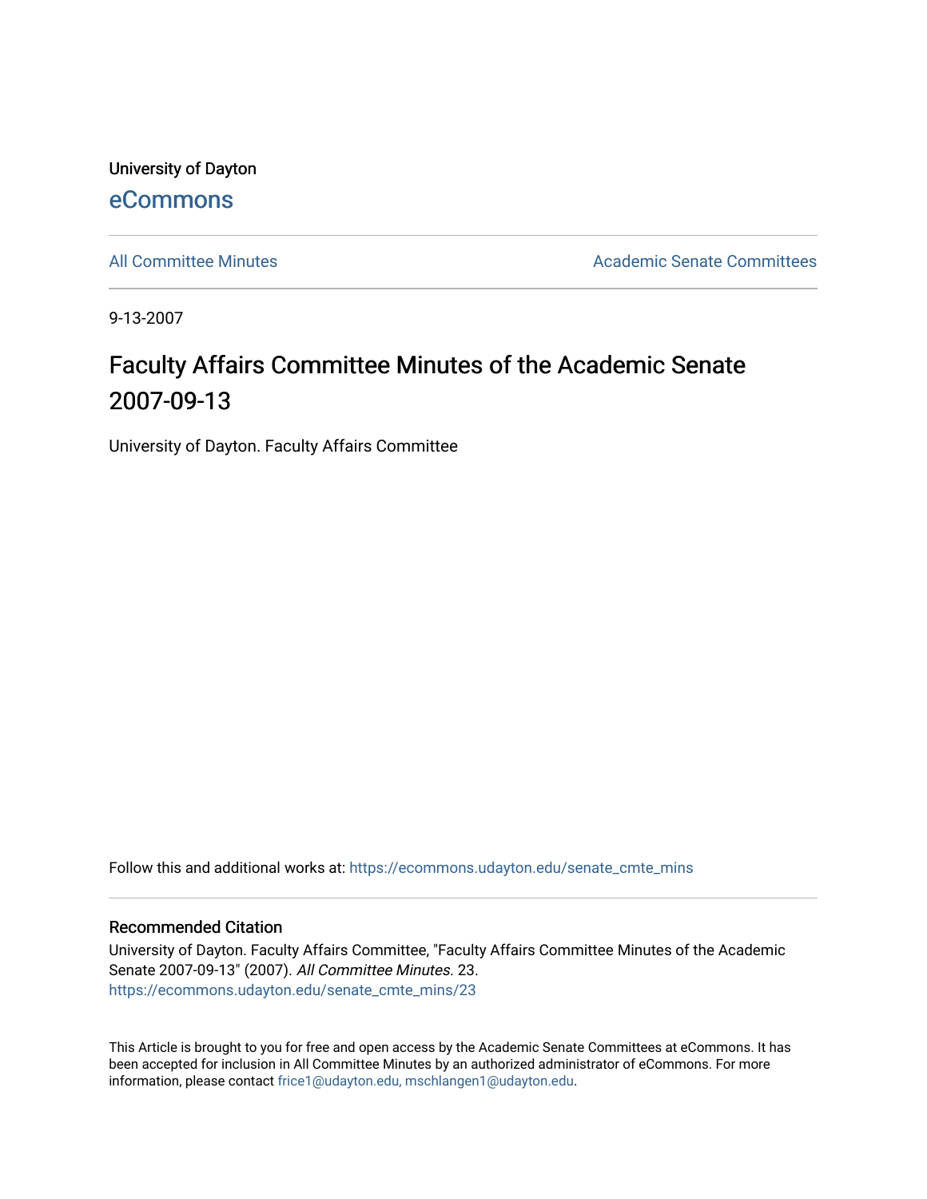University of Dayton

eCommons

All Committee Minutes | Academic Senate Committees

9-13-2007

# Faculty Affairs Committee Minutes of the Academic Senate 2007-09-13

University of Dayton. Faculty Affairs Committee

Follow this and additional works at: https://ecommons.udayton.edu/senate_cmte_mins

## Recommended Citation

University of Dayton. Faculty Affairs Committee, "Faculty Affairs Committee Minutes of the Academic Senate 2007-09-13" (2007). *All Committee Minutes*. 23.
https://ecommons.udayton.edu/senate_cmte_mins/23

This Article is brought to you for free and open access by the Academic Senate Committees at eCommons. It has been accepted for inclusion in All Committee Minutes by an authorized administrator of eCommons. For more information, please contact frice1@udayton.edu, mschlangen1@udayton.edu.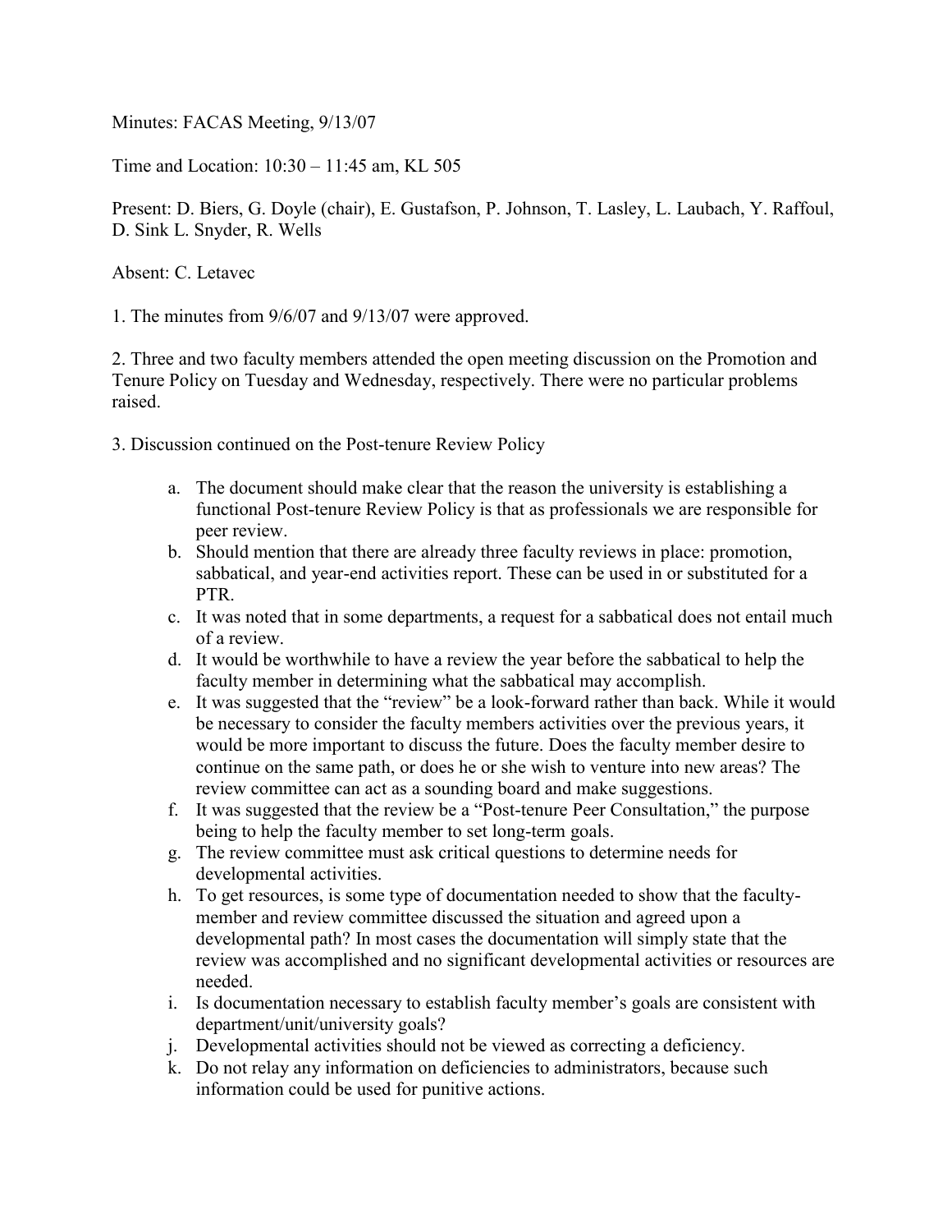Minutes: FACAS Meeting, 9/13/07

Time and Location: 10:30 – 11:45 am, KL 505

Present: D. Biers, G. Doyle (chair), E. Gustafson, P. Johnson, T. Lasley, L. Laubach, Y. Raffoul, D. Sink L. Snyder, R. Wells

Absent: C. Letavec

1. The minutes from 9/6/07 and 9/13/07 were approved.

2. Three and two faculty members attended the open meeting discussion on the Promotion and Tenure Policy on Tuesday and Wednesday, respectively. There were no particular problems raised.

3. Discussion continued on the Post-tenure Review Policy

   a. The document should make clear that the reason the university is establishing a functional Post-tenure Review Policy is that as professionals we are responsible for peer review.
   b. Should mention that there are already three faculty reviews in place: promotion, sabbatical, and year-end activities report. These can be used in or substituted for a PTR.
   c. It was noted that in some departments, a request for a sabbatical does not entail much of a review.
   d. It would be worthwhile to have a review the year before the sabbatical to help the faculty member in determining what the sabbatical may accomplish.
   e. It was suggested that the "review" be a look-forward rather than back. While it would be necessary to consider the faculty members activities over the previous years, it would be more important to discuss the future. Does the faculty member desire to continue on the same path, or does he or she wish to venture into new areas? The review committee can act as a sounding board and make suggestions.
   f. It was suggested that the review be a "Post-tenure Peer Consultation," the purpose being to help the faculty member to set long-term goals.
   g. The review committee must ask critical questions to determine needs for developmental activities.
   h. To get resources, is some type of documentation needed to show that the faculty-member and review committee discussed the situation and agreed upon a developmental path? In most cases the documentation will simply state that the review was accomplished and no significant developmental activities or resources are needed.
   i. Is documentation necessary to establish faculty member's goals are consistent with department/unit/university goals?
   j. Developmental activities should not be viewed as correcting a deficiency.
   k. Do not relay any information on deficiencies to administrators, because such information could be used for punitive actions.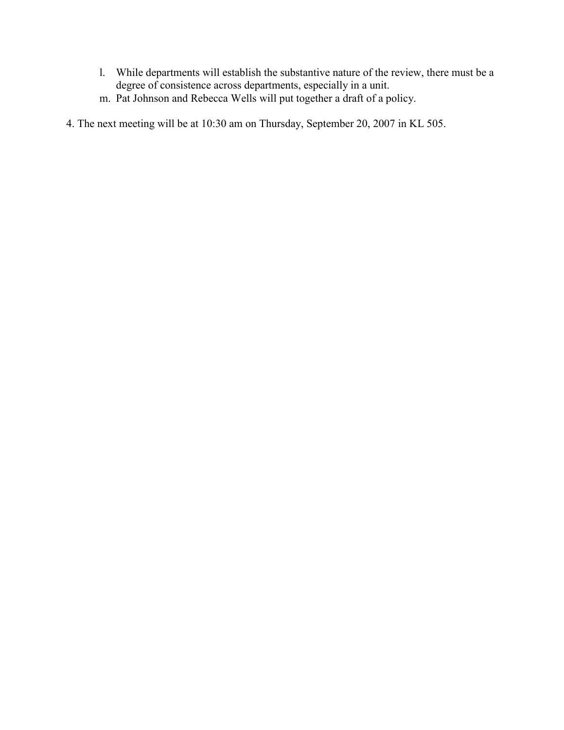l. While departments will establish the substantive nature of the review, there must be a degree of consistence across departments, especially in a unit.
m. Pat Johnson and Rebecca Wells will put together a draft of a policy.

4. The next meeting will be at 10:30 am on Thursday, September 20, 2007 in KL 505.